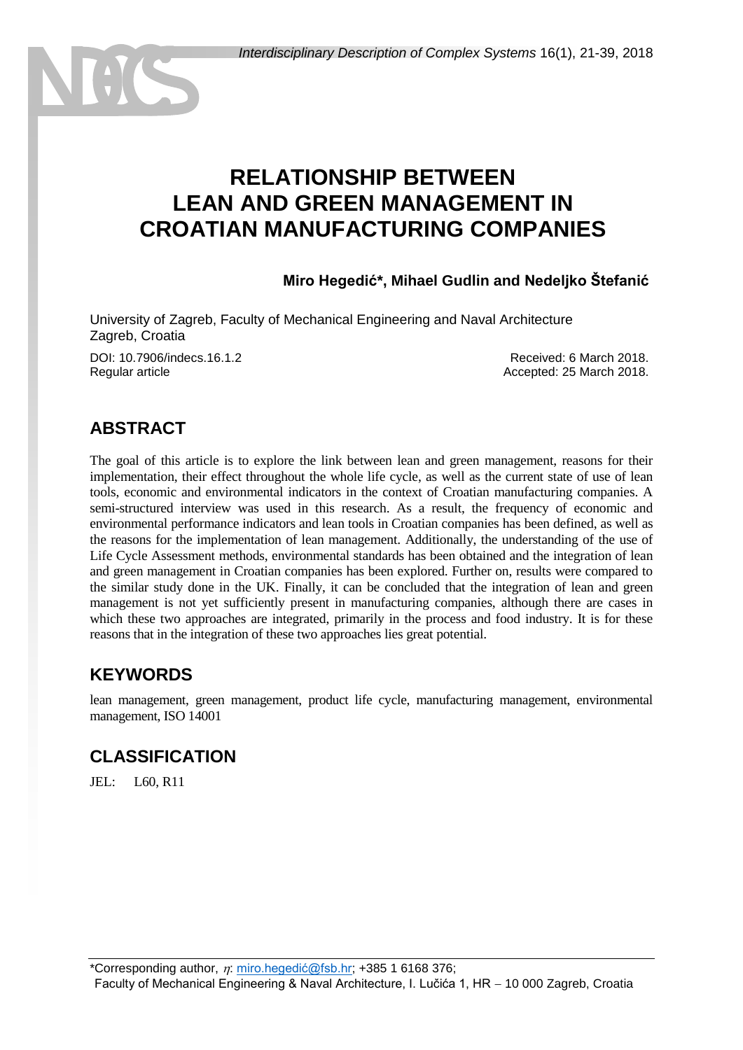# RELATIONSHIP BETWEEN LEAN AND GREEN MANAGEMENT IN CROATIAN MANUFACTURING COMPANIES

**Miro Hegedić*, Mihael Gudlin and Nedeljko Štefanić**

University of Zagreb, Faculty of Mechanical Engineering and Naval Architecture
Zagreb, Croatia

DOI: 10.7906/indecs.16.1.2
Regular article

Received: 6 March 2018.
Accepted: 25 March 2018.

## ABSTRACT

The goal of this article is to explore the link between lean and green management, reasons for their implementation, their effect throughout the whole life cycle, as well as the current state of use of lean tools, economic and environmental indicators in the context of Croatian manufacturing companies. A semi-structured interview was used in this research. As a result, the frequency of economic and environmental performance indicators and lean tools in Croatian companies has been defined, as well as the reasons for the implementation of lean management. Additionally, the understanding of the use of Life Cycle Assessment methods, environmental standards has been obtained and the integration of lean and green management in Croatian companies has been explored. Further on, results were compared to the similar study done in the UK. Finally, it can be concluded that the integration of lean and green management is not yet sufficiently present in manufacturing companies, although there are cases in which these two approaches are integrated, primarily in the process and food industry. It is for these reasons that in the integration of these two approaches lies great potential.

## KEYWORDS

lean management, green management, product life cycle, manufacturing management, environmental management, ISO 14001

## CLASSIFICATION

JEL: L60, R11

---

*Corresponding author, $\eta$: miro.hegedić@fsb.hr; +385 1 6168 376;
Faculty of Mechanical Engineering & Naval Architecture, I. Lučića 1, HR – 10 000 Zagreb, Croatia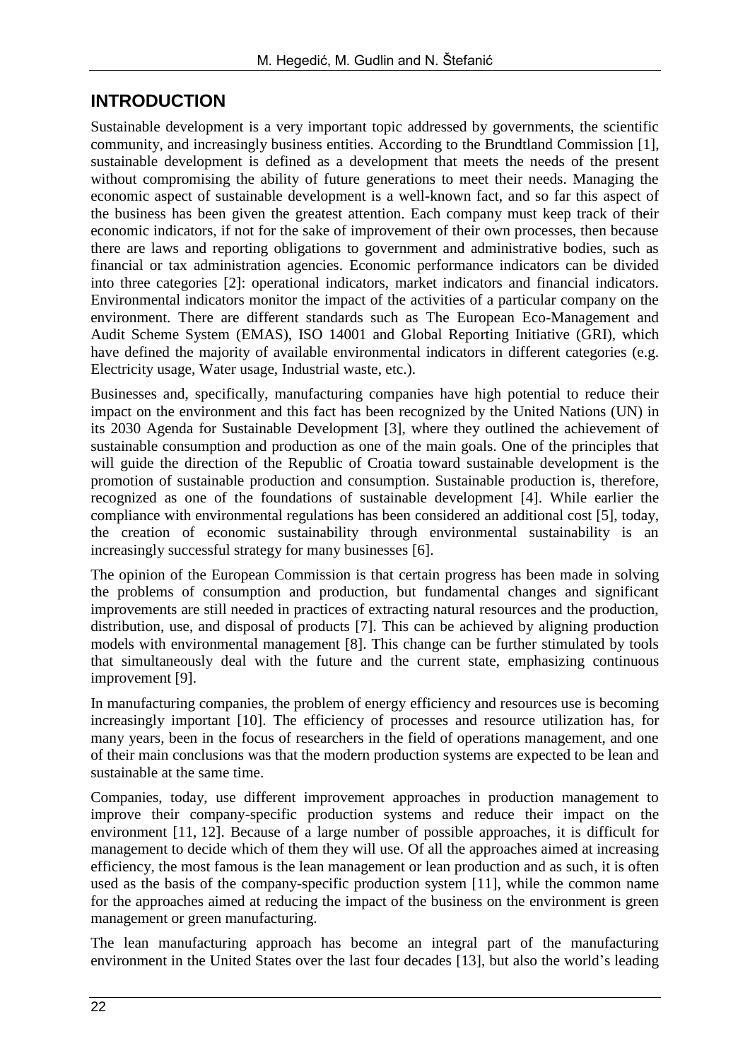## INTRODUCTION

Sustainable development is a very important topic addressed by governments, the scientific community, and increasingly business entities. According to the Brundtland Commission [1], sustainable development is defined as a development that meets the needs of the present without compromising the ability of future generations to meet their needs. Managing the economic aspect of sustainable development is a well-known fact, and so far this aspect of the business has been given the greatest attention. Each company must keep track of their economic indicators, if not for the sake of improvement of their own processes, then because there are laws and reporting obligations to government and administrative bodies, such as financial or tax administration agencies. Economic performance indicators can be divided into three categories [2]: operational indicators, market indicators and financial indicators. Environmental indicators monitor the impact of the activities of a particular company on the environment. There are different standards such as The European Eco-Management and Audit Scheme System (EMAS), ISO 14001 and Global Reporting Initiative (GRI), which have defined the majority of available environmental indicators in different categories (e.g. Electricity usage, Water usage, Industrial waste, etc.).

Businesses and, specifically, manufacturing companies have high potential to reduce their impact on the environment and this fact has been recognized by the United Nations (UN) in its 2030 Agenda for Sustainable Development [3], where they outlined the achievement of sustainable consumption and production as one of the main goals. One of the principles that will guide the direction of the Republic of Croatia toward sustainable development is the promotion of sustainable production and consumption. Sustainable production is, therefore, recognized as one of the foundations of sustainable development [4]. While earlier the compliance with environmental regulations has been considered an additional cost [5], today, the creation of economic sustainability through environmental sustainability is an increasingly successful strategy for many businesses [6].

The opinion of the European Commission is that certain progress has been made in solving the problems of consumption and production, but fundamental changes and significant improvements are still needed in practices of extracting natural resources and the production, distribution, use, and disposal of products [7]. This can be achieved by aligning production models with environmental management [8]. This change can be further stimulated by tools that simultaneously deal with the future and the current state, emphasizing continuous improvement [9].

In manufacturing companies, the problem of energy efficiency and resources use is becoming increasingly important [10]. The efficiency of processes and resource utilization has, for many years, been in the focus of researchers in the field of operations management, and one of their main conclusions was that the modern production systems are expected to be lean and sustainable at the same time.

Companies, today, use different improvement approaches in production management to improve their company-specific production systems and reduce their impact on the environment [11, 12]. Because of a large number of possible approaches, it is difficult for management to decide which of them they will use. Of all the approaches aimed at increasing efficiency, the most famous is the lean management or lean production and as such, it is often used as the basis of the company-specific production system [11], while the common name for the approaches aimed at reducing the impact of the business on the environment is green management or green manufacturing.

The lean manufacturing approach has become an integral part of the manufacturing environment in the United States over the last four decades [13], but also the world's leading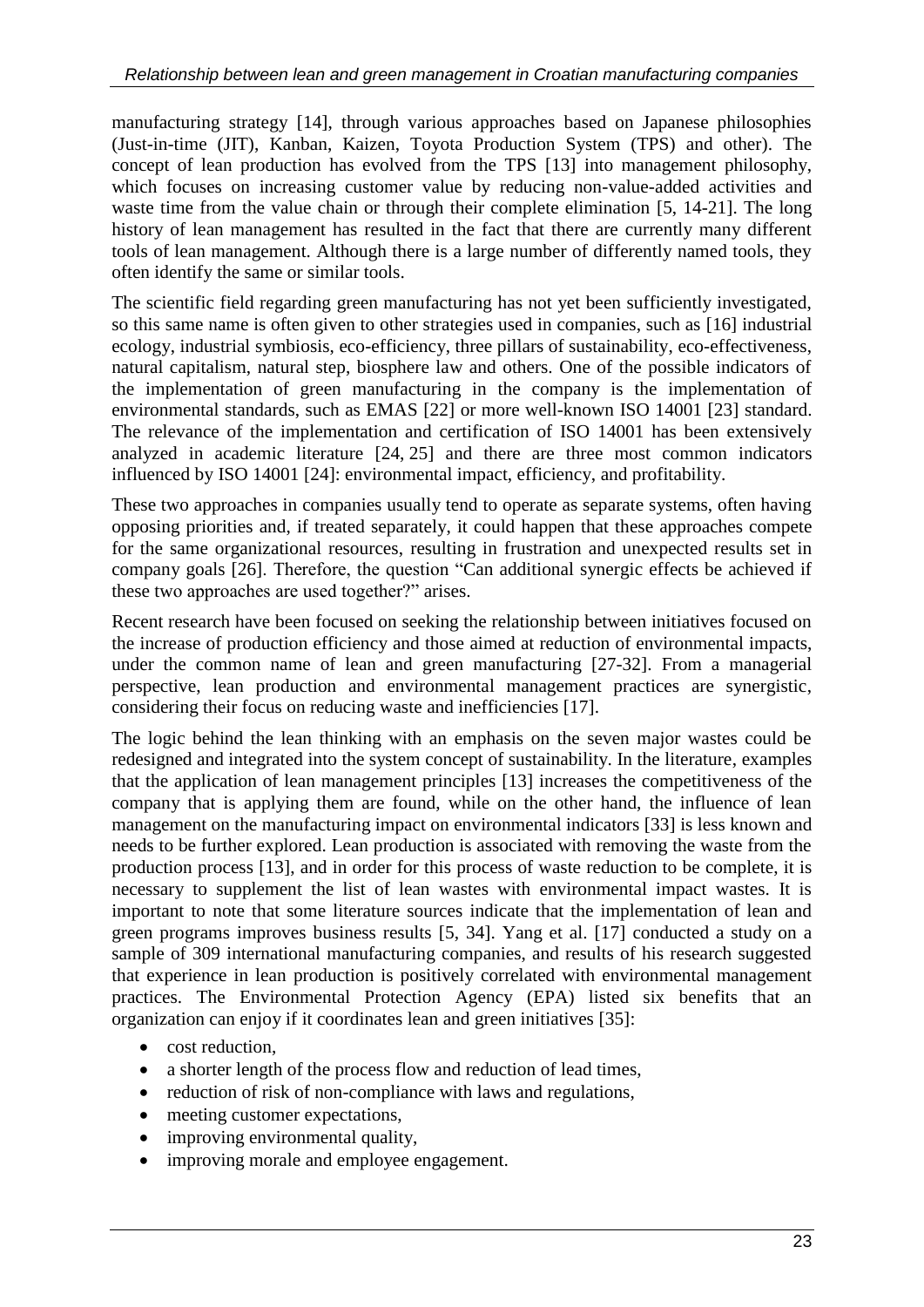manufacturing strategy [14], through various approaches based on Japanese philosophies (Just-in-time (JIT), Kanban, Kaizen, Toyota Production System (TPS) and other). The concept of lean production has evolved from the TPS [13] into management philosophy, which focuses on increasing customer value by reducing non-value-added activities and waste time from the value chain or through their complete elimination [5, 14-21]. The long history of lean management has resulted in the fact that there are currently many different tools of lean management. Although there is a large number of differently named tools, they often identify the same or similar tools.

The scientific field regarding green manufacturing has not yet been sufficiently investigated, so this same name is often given to other strategies used in companies, such as [16] industrial ecology, industrial symbiosis, eco-efficiency, three pillars of sustainability, eco-effectiveness, natural capitalism, natural step, biosphere law and others. One of the possible indicators of the implementation of green manufacturing in the company is the implementation of environmental standards, such as EMAS [22] or more well-known ISO 14001 [23] standard. The relevance of the implementation and certification of ISO 14001 has been extensively analyzed in academic literature [24, 25] and there are three most common indicators influenced by ISO 14001 [24]: environmental impact, efficiency, and profitability.

These two approaches in companies usually tend to operate as separate systems, often having opposing priorities and, if treated separately, it could happen that these approaches compete for the same organizational resources, resulting in frustration and unexpected results set in company goals [26]. Therefore, the question "Can additional synergic effects be achieved if these two approaches are used together?" arises.

Recent research have been focused on seeking the relationship between initiatives focused on the increase of production efficiency and those aimed at reduction of environmental impacts, under the common name of lean and green manufacturing [27-32]. From a managerial perspective, lean production and environmental management practices are synergistic, considering their focus on reducing waste and inefficiencies [17].

The logic behind the lean thinking with an emphasis on the seven major wastes could be redesigned and integrated into the system concept of sustainability. In the literature, examples that the application of lean management principles [13] increases the competitiveness of the company that is applying them are found, while on the other hand, the influence of lean management on the manufacturing impact on environmental indicators [33] is less known and needs to be further explored. Lean production is associated with removing the waste from the production process [13], and in order for this process of waste reduction to be complete, it is necessary to supplement the list of lean wastes with environmental impact wastes. It is important to note that some literature sources indicate that the implementation of lean and green programs improves business results [5, 34]. Yang et al. [17] conducted a study on a sample of 309 international manufacturing companies, and results of his research suggested that experience in lean production is positively correlated with environmental management practices. The Environmental Protection Agency (EPA) listed six benefits that an organization can enjoy if it coordinates lean and green initiatives [35]:

- cost reduction,
- a shorter length of the process flow and reduction of lead times,
- reduction of risk of non-compliance with laws and regulations,
- meeting customer expectations,
- improving environmental quality,
- improving morale and employee engagement.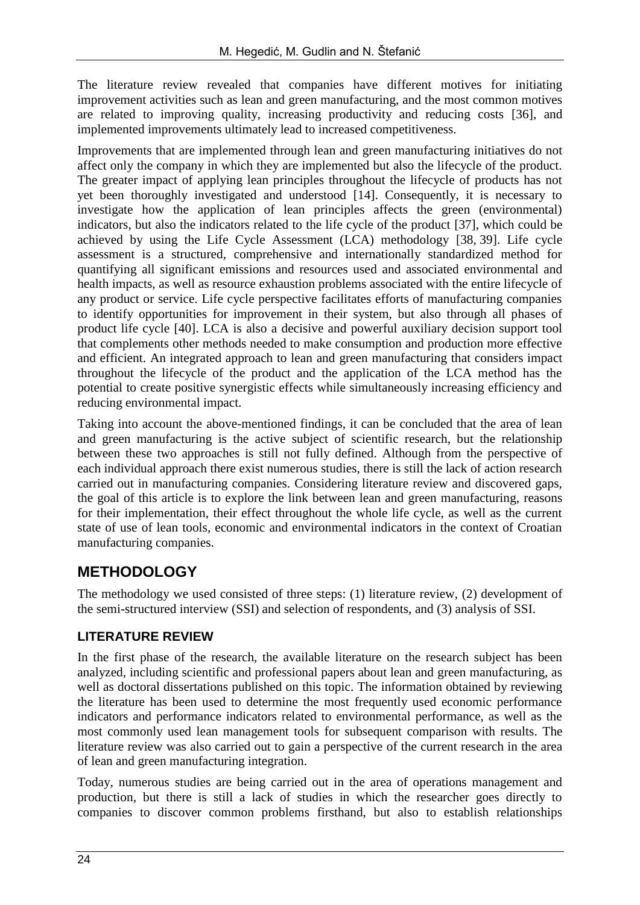The literature review revealed that companies have different motives for initiating improvement activities such as lean and green manufacturing, and the most common motives are related to improving quality, increasing productivity and reducing costs [36], and implemented improvements ultimately lead to increased competitiveness.

Improvements that are implemented through lean and green manufacturing initiatives do not affect only the company in which they are implemented but also the lifecycle of the product. The greater impact of applying lean principles throughout the lifecycle of products has not yet been thoroughly investigated and understood [14]. Consequently, it is necessary to investigate how the application of lean principles affects the green (environmental) indicators, but also the indicators related to the life cycle of the product [37], which could be achieved by using the Life Cycle Assessment (LCA) methodology [38, 39]. Life cycle assessment is a structured, comprehensive and internationally standardized method for quantifying all significant emissions and resources used and associated environmental and health impacts, as well as resource exhaustion problems associated with the entire lifecycle of any product or service. Life cycle perspective facilitates efforts of manufacturing companies to identify opportunities for improvement in their system, but also through all phases of product life cycle [40]. LCA is also a decisive and powerful auxiliary decision support tool that complements other methods needed to make consumption and production more effective and efficient. An integrated approach to lean and green manufacturing that considers impact throughout the lifecycle of the product and the application of the LCA method has the potential to create positive synergistic effects while simultaneously increasing efficiency and reducing environmental impact.

Taking into account the above-mentioned findings, it can be concluded that the area of lean and green manufacturing is the active subject of scientific research, but the relationship between these two approaches is still not fully defined. Although from the perspective of each individual approach there exist numerous studies, there is still the lack of action research carried out in manufacturing companies. Considering literature review and discovered gaps, the goal of this article is to explore the link between lean and green manufacturing, reasons for their implementation, their effect throughout the whole life cycle, as well as the current state of use of lean tools, economic and environmental indicators in the context of Croatian manufacturing companies.

## METHODOLOGY

The methodology we used consisted of three steps: (1) literature review, (2) development of the semi-structured interview (SSI) and selection of respondents, and (3) analysis of SSI.

### LITERATURE REVIEW

In the first phase of the research, the available literature on the research subject has been analyzed, including scientific and professional papers about lean and green manufacturing, as well as doctoral dissertations published on this topic. The information obtained by reviewing the literature has been used to determine the most frequently used economic performance indicators and performance indicators related to environmental performance, as well as the most commonly used lean management tools for subsequent comparison with results. The literature review was also carried out to gain a perspective of the current research in the area of lean and green manufacturing integration.

Today, numerous studies are being carried out in the area of operations management and production, but there is still a lack of studies in which the researcher goes directly to companies to discover common problems firsthand, but also to establish relationships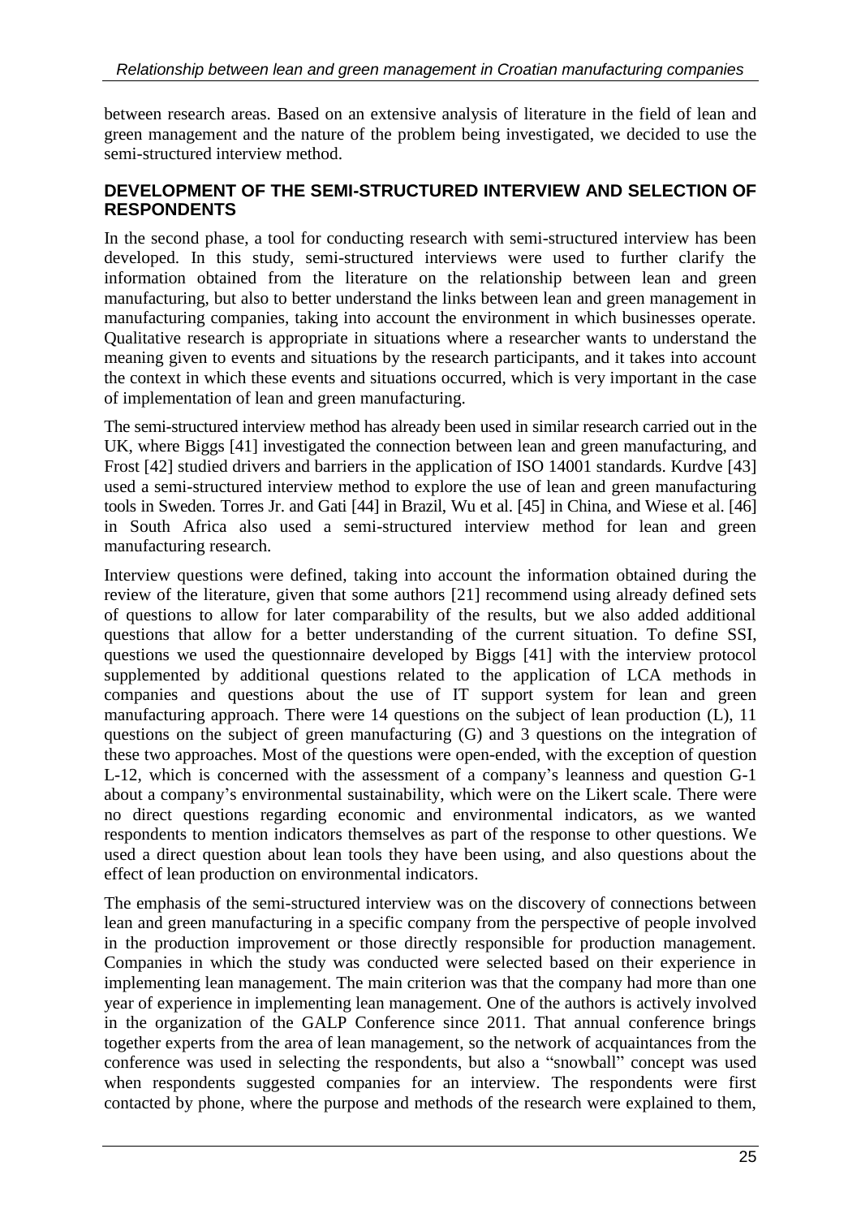between research areas. Based on an extensive analysis of literature in the field of lean and green management and the nature of the problem being investigated, we decided to use the semi-structured interview method.

## DEVELOPMENT OF THE SEMI-STRUCTURED INTERVIEW AND SELECTION OF RESPONDENTS

In the second phase, a tool for conducting research with semi-structured interview has been developed. In this study, semi-structured interviews were used to further clarify the information obtained from the literature on the relationship between lean and green manufacturing, but also to better understand the links between lean and green management in manufacturing companies, taking into account the environment in which businesses operate. Qualitative research is appropriate in situations where a researcher wants to understand the meaning given to events and situations by the research participants, and it takes into account the context in which these events and situations occurred, which is very important in the case of implementation of lean and green manufacturing.

The semi-structured interview method has already been used in similar research carried out in the UK, where Biggs [41] investigated the connection between lean and green manufacturing, and Frost [42] studied drivers and barriers in the application of ISO 14001 standards. Kurdve [43] used a semi-structured interview method to explore the use of lean and green manufacturing tools in Sweden. Torres Jr. and Gati [44] in Brazil, Wu et al. [45] in China, and Wiese et al. [46] in South Africa also used a semi-structured interview method for lean and green manufacturing research.

Interview questions were defined, taking into account the information obtained during the review of the literature, given that some authors [21] recommend using already defined sets of questions to allow for later comparability of the results, but we also added additional questions that allow for a better understanding of the current situation. To define SSI, questions we used the questionnaire developed by Biggs [41] with the interview protocol supplemented by additional questions related to the application of LCA methods in companies and questions about the use of IT support system for lean and green manufacturing approach. There were 14 questions on the subject of lean production (L), 11 questions on the subject of green manufacturing (G) and 3 questions on the integration of these two approaches. Most of the questions were open-ended, with the exception of question L-12, which is concerned with the assessment of a company's leanness and question G-1 about a company's environmental sustainability, which were on the Likert scale. There were no direct questions regarding economic and environmental indicators, as we wanted respondents to mention indicators themselves as part of the response to other questions. We used a direct question about lean tools they have been using, and also questions about the effect of lean production on environmental indicators.

The emphasis of the semi-structured interview was on the discovery of connections between lean and green manufacturing in a specific company from the perspective of people involved in the production improvement or those directly responsible for production management. Companies in which the study was conducted were selected based on their experience in implementing lean management. The main criterion was that the company had more than one year of experience in implementing lean management. One of the authors is actively involved in the organization of the GALP Conference since 2011. That annual conference brings together experts from the area of lean management, so the network of acquaintances from the conference was used in selecting the respondents, but also a "snowball" concept was used when respondents suggested companies for an interview. The respondents were first contacted by phone, where the purpose and methods of the research were explained to them,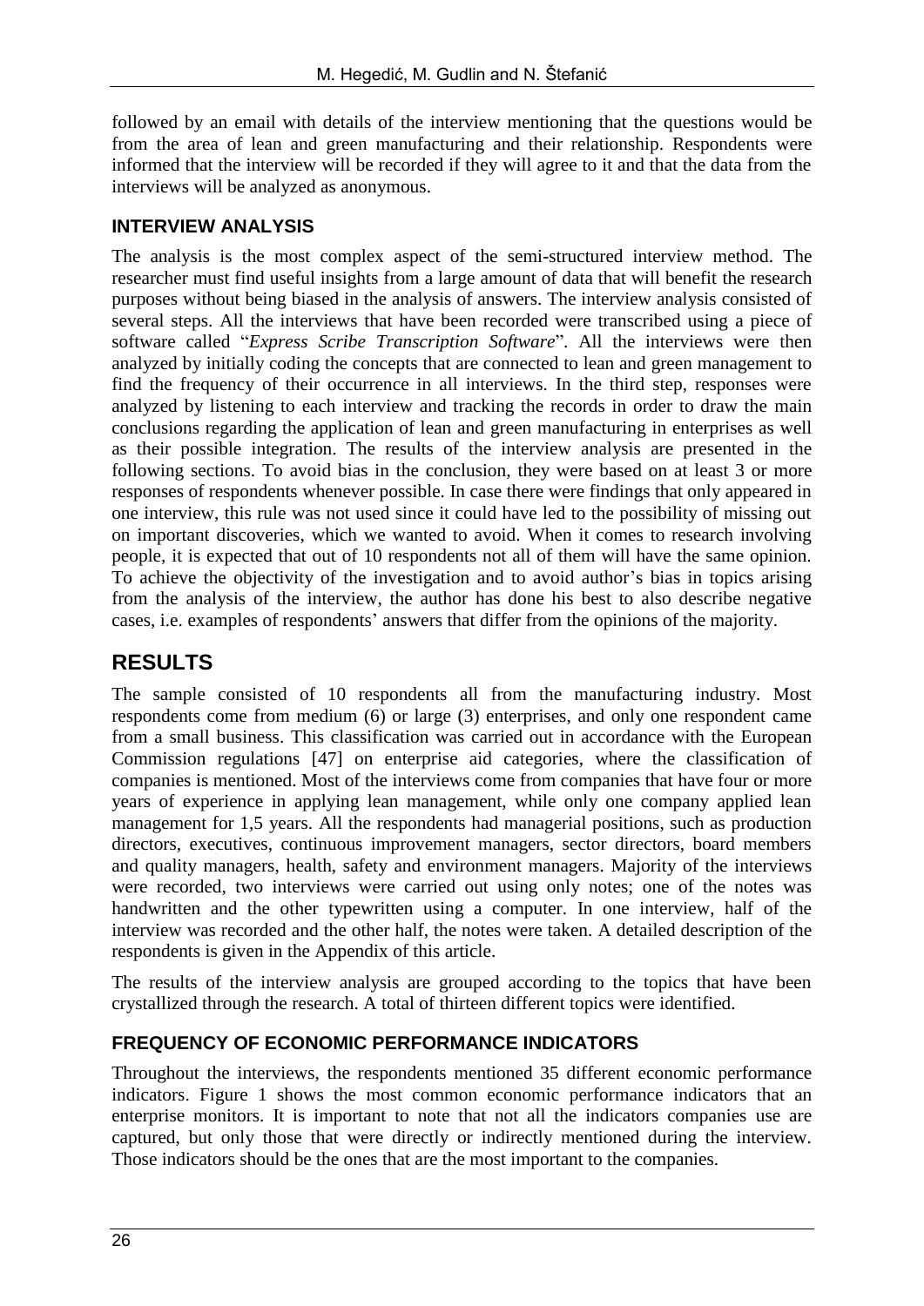followed by an email with details of the interview mentioning that the questions would be from the area of lean and green manufacturing and their relationship. Respondents were informed that the interview will be recorded if they will agree to it and that the data from the interviews will be analyzed as anonymous.

### INTERVIEW ANALYSIS

The analysis is the most complex aspect of the semi-structured interview method. The researcher must find useful insights from a large amount of data that will benefit the research purposes without being biased in the analysis of answers. The interview analysis consisted of several steps. All the interviews that have been recorded were transcribed using a piece of software called "*Express Scribe Transcription Software*". All the interviews were then analyzed by initially coding the concepts that are connected to lean and green management to find the frequency of their occurrence in all interviews. In the third step, responses were analyzed by listening to each interview and tracking the records in order to draw the main conclusions regarding the application of lean and green manufacturing in enterprises as well as their possible integration. The results of the interview analysis are presented in the following sections. To avoid bias in the conclusion, they were based on at least 3 or more responses of respondents whenever possible. In case there were findings that only appeared in one interview, this rule was not used since it could have led to the possibility of missing out on important discoveries, which we wanted to avoid. When it comes to research involving people, it is expected that out of 10 respondents not all of them will have the same opinion. To achieve the objectivity of the investigation and to avoid author's bias in topics arising from the analysis of the interview, the author has done his best to also describe negative cases, i.e. examples of respondents' answers that differ from the opinions of the majority.

## RESULTS

The sample consisted of 10 respondents all from the manufacturing industry. Most respondents come from medium (6) or large (3) enterprises, and only one respondent came from a small business. This classification was carried out in accordance with the European Commission regulations [47] on enterprise aid categories, where the classification of companies is mentioned. Most of the interviews come from companies that have four or more years of experience in applying lean management, while only one company applied lean management for 1,5 years. All the respondents had managerial positions, such as production directors, executives, continuous improvement managers, sector directors, board members and quality managers, health, safety and environment managers. Majority of the interviews were recorded, two interviews were carried out using only notes; one of the notes was handwritten and the other typewritten using a computer. In one interview, half of the interview was recorded and the other half, the notes were taken. A detailed description of the respondents is given in the Appendix of this article.

The results of the interview analysis are grouped according to the topics that have been crystallized through the research. A total of thirteen different topics were identified.

### FREQUENCY OF ECONOMIC PERFORMANCE INDICATORS

Throughout the interviews, the respondents mentioned 35 different economic performance indicators. Figure 1 shows the most common economic performance indicators that an enterprise monitors. It is important to note that not all the indicators companies use are captured, but only those that were directly or indirectly mentioned during the interview. Those indicators should be the ones that are the most important to the companies.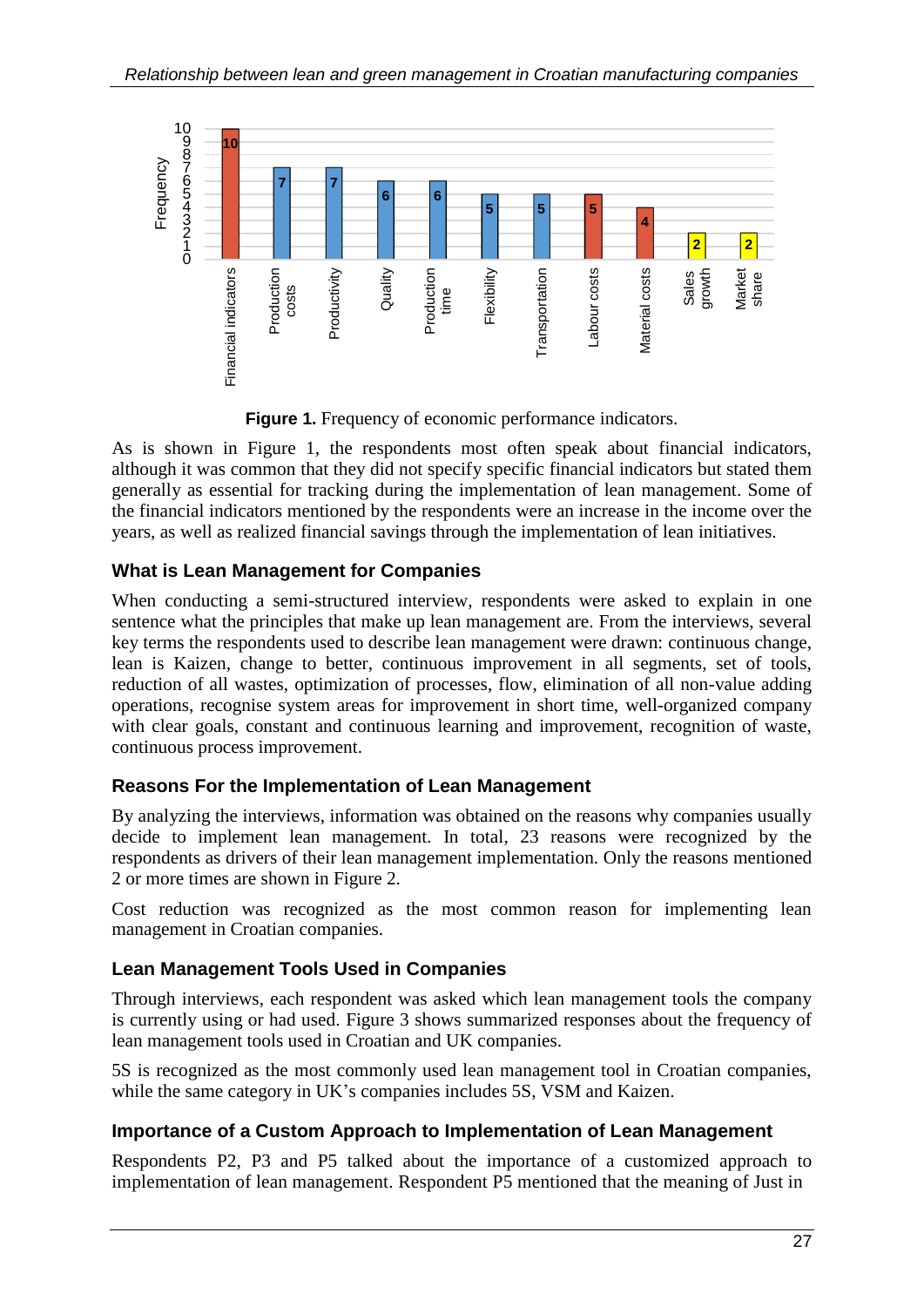Figure 1. Frequency of economic performance indicators.

As is shown in Figure 1, the respondents most often speak about financial indicators, although it was common that they did not specify specific financial indicators but stated them generally as essential for tracking during the implementation of lean management. Some of the financial indicators mentioned by the respondents were an increase in the income over the years, as well as realized financial savings through the implementation of lean initiatives.

### What is Lean Management for Companies

When conducting a semi-structured interview, respondents were asked to explain in one sentence what the principles that make up lean management are. From the interviews, several key terms the respondents used to describe lean management were drawn: continuous change, lean is Kaizen, change to better, continuous improvement in all segments, set of tools, reduction of all wastes, optimization of processes, flow, elimination of all non-value adding operations, recognise system areas for improvement in short time, well-organized company with clear goals, constant and continuous learning and improvement, recognition of waste, continuous process improvement.

### Reasons For the Implementation of Lean Management

By analyzing the interviews, information was obtained on the reasons why companies usually decide to implement lean management. In total, 23 reasons were recognized by the respondents as drivers of their lean management implementation. Only the reasons mentioned 2 or more times are shown in Figure 2.

Cost reduction was recognized as the most common reason for implementing lean management in Croatian companies.

### Lean Management Tools Used in Companies

Through interviews, each respondent was asked which lean management tools the company is currently using or had used. Figure 3 shows summarized responses about the frequency of lean management tools used in Croatian and UK companies.

5S is recognized as the most commonly used lean management tool in Croatian companies, while the same category in UK's companies includes 5S, VSM and Kaizen.

### Importance of a Custom Approach to Implementation of Lean Management

Respondents P2, P3 and P5 talked about the importance of a customized approach to implementation of lean management. Respondent P5 mentioned that the meaning of Just in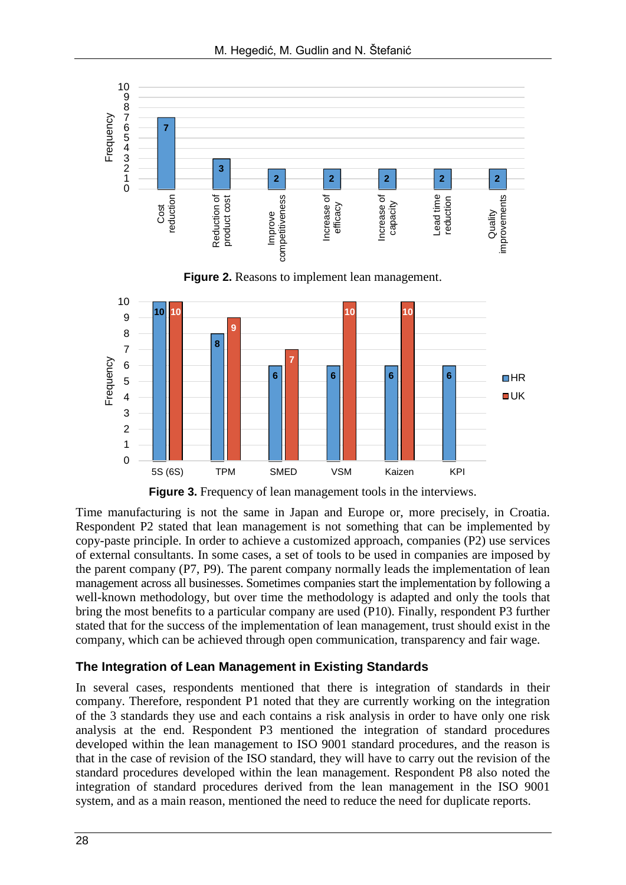**Figure 2.** Reasons to implement lean management.

**Figure 3.** Frequency of lean management tools in the interviews.

Time manufacturing is not the same in Japan and Europe or, more precisely, in Croatia. Respondent P2 stated that lean management is not something that can be implemented by copy-paste principle. In order to achieve a customized approach, companies (P2) use services of external consultants. In some cases, a set of tools to be used in companies are imposed by the parent company (P7, P9). The parent company normally leads the implementation of lean management across all businesses. Sometimes companies start the implementation by following a well-known methodology, but over time the methodology is adapted and only the tools that bring the most benefits to a particular company are used (P10). Finally, respondent P3 further stated that for the success of the implementation of lean management, trust should exist in the company, which can be achieved through open communication, transparency and fair wage.

## The Integration of Lean Management in Existing Standards

In several cases, respondents mentioned that there is integration of standards in their company. Therefore, respondent P1 noted that they are currently working on the integration of the 3 standards they use and each contains a risk analysis in order to have only one risk analysis at the end. Respondent P3 mentioned the integration of standard procedures developed within the lean management to ISO 9001 standard procedures, and the reason is that in the case of revision of the ISO standard, they will have to carry out the revision of the standard procedures developed within the lean management. Respondent P8 also noted the integration of standard procedures derived from the lean management in the ISO 9001 system, and as a main reason, mentioned the need to reduce the need for duplicate reports.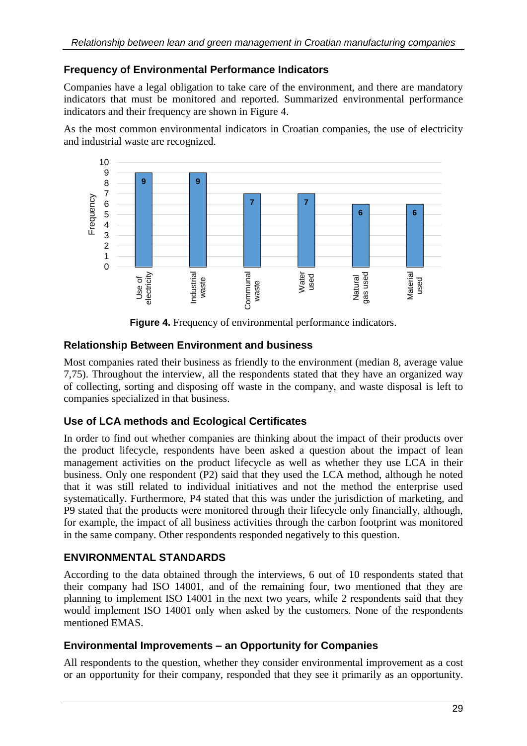## Frequency of Environmental Performance Indicators

Companies have a legal obligation to take care of the environment, and there are mandatory indicators that must be monitored and reported. Summarized environmental performance indicators and their frequency are shown in Figure 4.

As the most common environmental indicators in Croatian companies, the use of electricity and industrial waste are recognized.

**Figure 4.** Frequency of environmental performance indicators.

## Relationship Between Environment and business

Most companies rated their business as friendly to the environment (median 8, average value 7,75). Throughout the interview, all the respondents stated that they have an organized way of collecting, sorting and disposing off waste in the company, and waste disposal is left to companies specialized in that business.

## Use of LCA methods and Ecological Certificates

In order to find out whether companies are thinking about the impact of their products over the product lifecycle, respondents have been asked a question about the impact of lean management activities on the product lifecycle as well as whether they use LCA in their business. Only one respondent (P2) said that they used the LCA method, although he noted that it was still related to individual initiatives and not the method the enterprise used systematically. Furthermore, P4 stated that this was under the jurisdiction of marketing, and P9 stated that the products were monitored through their lifecycle only financially, although, for example, the impact of all business activities through the carbon footprint was monitored in the same company. Other respondents responded negatively to this question.

## ENVIRONMENTAL STANDARDS

According to the data obtained through the interviews, 6 out of 10 respondents stated that their company had ISO 14001, and of the remaining four, two mentioned that they are planning to implement ISO 14001 in the next two years, while 2 respondents said that they would implement ISO 14001 only when asked by the customers. None of the respondents mentioned EMAS.

## Environmental Improvements – an Opportunity for Companies

All respondents to the question, whether they consider environmental improvement as a cost or an opportunity for their company, responded that they see it primarily as an opportunity.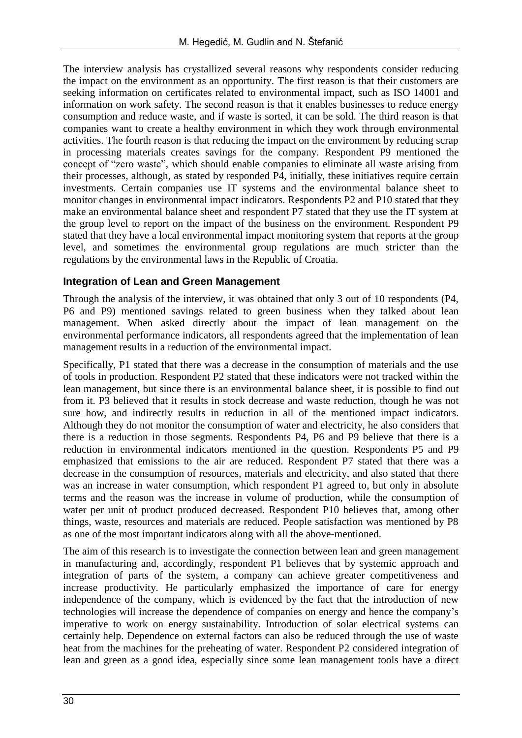The interview analysis has crystallized several reasons why respondents consider reducing the impact on the environment as an opportunity. The first reason is that their customers are seeking information on certificates related to environmental impact, such as ISO 14001 and information on work safety. The second reason is that it enables businesses to reduce energy consumption and reduce waste, and if waste is sorted, it can be sold. The third reason is that companies want to create a healthy environment in which they work through environmental activities. The fourth reason is that reducing the impact on the environment by reducing scrap in processing materials creates savings for the company. Respondent P9 mentioned the concept of "zero waste", which should enable companies to eliminate all waste arising from their processes, although, as stated by responded P4, initially, these initiatives require certain investments. Certain companies use IT systems and the environmental balance sheet to monitor changes in environmental impact indicators. Respondents P2 and P10 stated that they make an environmental balance sheet and respondent P7 stated that they use the IT system at the group level to report on the impact of the business on the environment. Respondent P9 stated that they have a local environmental impact monitoring system that reports at the group level, and sometimes the environmental group regulations are much stricter than the regulations by the environmental laws in the Republic of Croatia.

### Integration of Lean and Green Management

Through the analysis of the interview, it was obtained that only 3 out of 10 respondents (P4, P6 and P9) mentioned savings related to green business when they talked about lean management. When asked directly about the impact of lean management on the environmental performance indicators, all respondents agreed that the implementation of lean management results in a reduction of the environmental impact.

Specifically, P1 stated that there was a decrease in the consumption of materials and the use of tools in production. Respondent P2 stated that these indicators were not tracked within the lean management, but since there is an environmental balance sheet, it is possible to find out from it. P3 believed that it results in stock decrease and waste reduction, though he was not sure how, and indirectly results in reduction in all of the mentioned impact indicators. Although they do not monitor the consumption of water and electricity, he also considers that there is a reduction in those segments. Respondents P4, P6 and P9 believe that there is a reduction in environmental indicators mentioned in the question. Respondents P5 and P9 emphasized that emissions to the air are reduced. Respondent P7 stated that there was a decrease in the consumption of resources, materials and electricity, and also stated that there was an increase in water consumption, which respondent P1 agreed to, but only in absolute terms and the reason was the increase in volume of production, while the consumption of water per unit of product produced decreased. Respondent P10 believes that, among other things, waste, resources and materials are reduced. People satisfaction was mentioned by P8 as one of the most important indicators along with all the above-mentioned.

The aim of this research is to investigate the connection between lean and green management in manufacturing and, accordingly, respondent P1 believes that by systemic approach and integration of parts of the system, a company can achieve greater competitiveness and increase productivity. He particularly emphasized the importance of care for energy independence of the company, which is evidenced by the fact that the introduction of new technologies will increase the dependence of companies on energy and hence the company's imperative to work on energy sustainability. Introduction of solar electrical systems can certainly help. Dependence on external factors can also be reduced through the use of waste heat from the machines for the preheating of water. Respondent P2 considered integration of lean and green as a good idea, especially since some lean management tools have a direct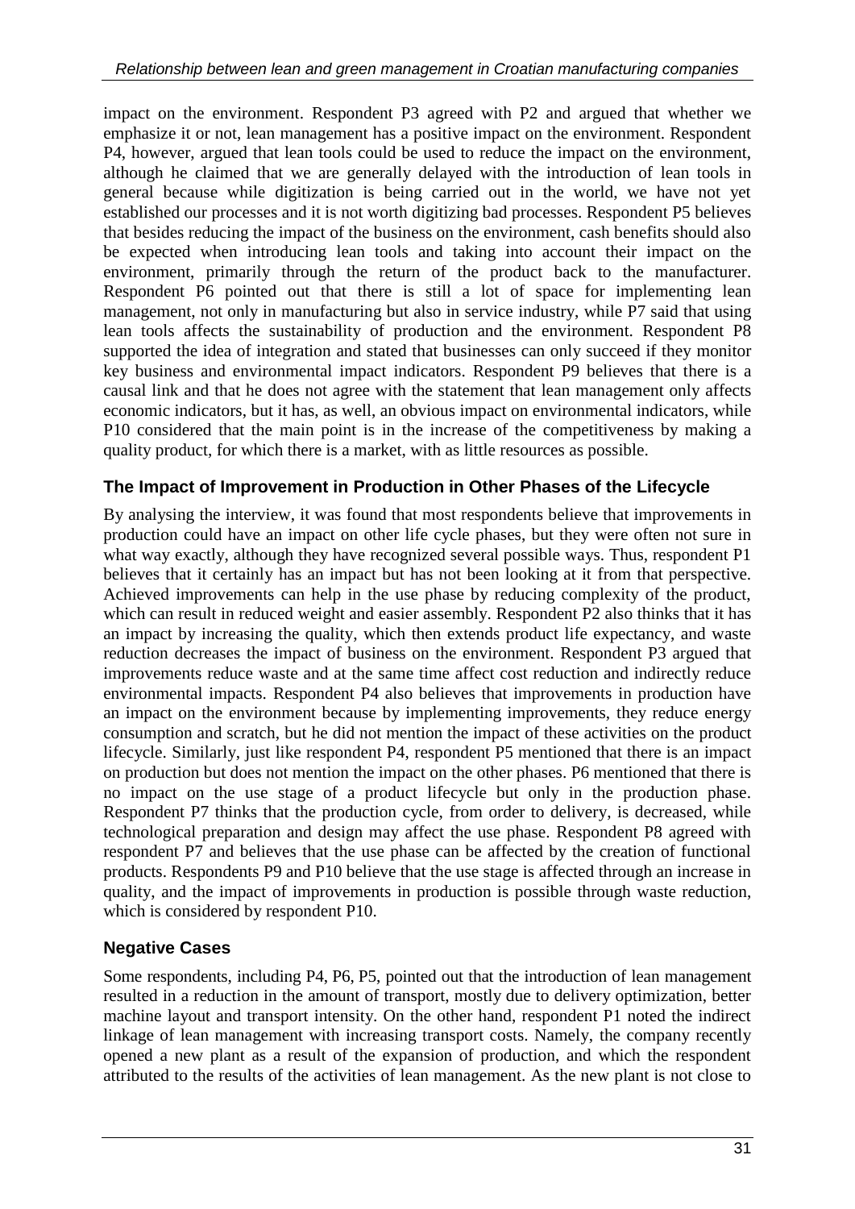impact on the environment. Respondent P3 agreed with P2 and argued that whether we emphasize it or not, lean management has a positive impact on the environment. Respondent P4, however, argued that lean tools could be used to reduce the impact on the environment, although he claimed that we are generally delayed with the introduction of lean tools in general because while digitization is being carried out in the world, we have not yet established our processes and it is not worth digitizing bad processes. Respondent P5 believes that besides reducing the impact of the business on the environment, cash benefits should also be expected when introducing lean tools and taking into account their impact on the environment, primarily through the return of the product back to the manufacturer. Respondent P6 pointed out that there is still a lot of space for implementing lean management, not only in manufacturing but also in service industry, while P7 said that using lean tools affects the sustainability of production and the environment. Respondent P8 supported the idea of integration and stated that businesses can only succeed if they monitor key business and environmental impact indicators. Respondent P9 believes that there is a causal link and that he does not agree with the statement that lean management only affects economic indicators, but it has, as well, an obvious impact on environmental indicators, while P10 considered that the main point is in the increase of the competitiveness by making a quality product, for which there is a market, with as little resources as possible.

### The Impact of Improvement in Production in Other Phases of the Lifecycle

By analysing the interview, it was found that most respondents believe that improvements in production could have an impact on other life cycle phases, but they were often not sure in what way exactly, although they have recognized several possible ways. Thus, respondent P1 believes that it certainly has an impact but has not been looking at it from that perspective. Achieved improvements can help in the use phase by reducing complexity of the product, which can result in reduced weight and easier assembly. Respondent P2 also thinks that it has an impact by increasing the quality, which then extends product life expectancy, and waste reduction decreases the impact of business on the environment. Respondent P3 argued that improvements reduce waste and at the same time affect cost reduction and indirectly reduce environmental impacts. Respondent P4 also believes that improvements in production have an impact on the environment because by implementing improvements, they reduce energy consumption and scratch, but he did not mention the impact of these activities on the product lifecycle. Similarly, just like respondent P4, respondent P5 mentioned that there is an impact on production but does not mention the impact on the other phases. P6 mentioned that there is no impact on the use stage of a product lifecycle but only in the production phase. Respondent P7 thinks that the production cycle, from order to delivery, is decreased, while technological preparation and design may affect the use phase. Respondent P8 agreed with respondent P7 and believes that the use phase can be affected by the creation of functional products. Respondents P9 and P10 believe that the use stage is affected through an increase in quality, and the impact of improvements in production is possible through waste reduction, which is considered by respondent P10.

### Negative Cases

Some respondents, including P4, P6, P5, pointed out that the introduction of lean management resulted in a reduction in the amount of transport, mostly due to delivery optimization, better machine layout and transport intensity. On the other hand, respondent P1 noted the indirect linkage of lean management with increasing transport costs. Namely, the company recently opened a new plant as a result of the expansion of production, and which the respondent attributed to the results of the activities of lean management. As the new plant is not close to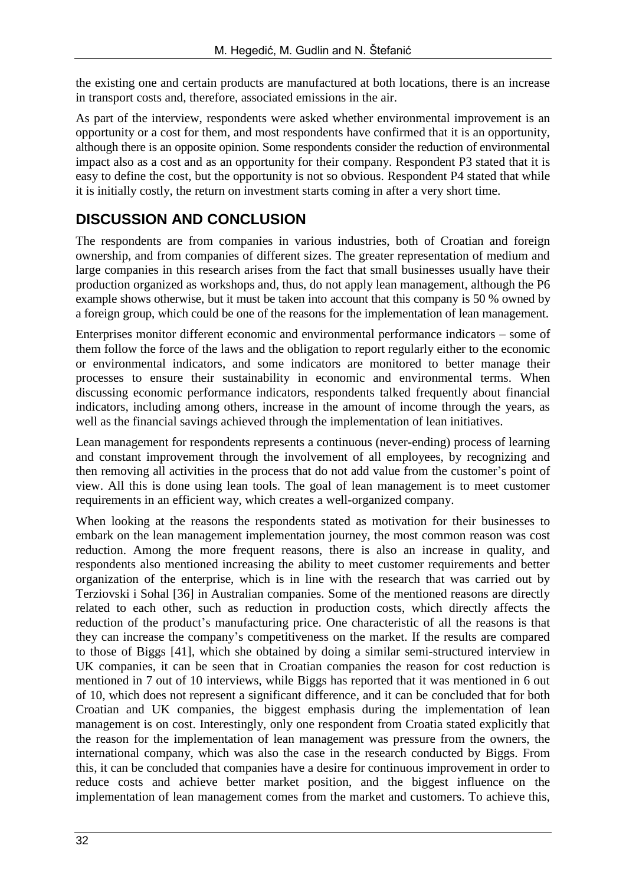the existing one and certain products are manufactured at both locations, there is an increase in transport costs and, therefore, associated emissions in the air.

As part of the interview, respondents were asked whether environmental improvement is an opportunity or a cost for them, and most respondents have confirmed that it is an opportunity, although there is an opposite opinion. Some respondents consider the reduction of environmental impact also as a cost and as an opportunity for their company. Respondent P3 stated that it is easy to define the cost, but the opportunity is not so obvious. Respondent P4 stated that while it is initially costly, the return on investment starts coming in after a very short time.

## DISCUSSION AND CONCLUSION

The respondents are from companies in various industries, both of Croatian and foreign ownership, and from companies of different sizes. The greater representation of medium and large companies in this research arises from the fact that small businesses usually have their production organized as workshops and, thus, do not apply lean management, although the P6 example shows otherwise, but it must be taken into account that this company is 50 % owned by a foreign group, which could be one of the reasons for the implementation of lean management.

Enterprises monitor different economic and environmental performance indicators – some of them follow the force of the laws and the obligation to report regularly either to the economic or environmental indicators, and some indicators are monitored to better manage their processes to ensure their sustainability in economic and environmental terms. When discussing economic performance indicators, respondents talked frequently about financial indicators, including among others, increase in the amount of income through the years, as well as the financial savings achieved through the implementation of lean initiatives.

Lean management for respondents represents a continuous (never-ending) process of learning and constant improvement through the involvement of all employees, by recognizing and then removing all activities in the process that do not add value from the customer's point of view. All this is done using lean tools. The goal of lean management is to meet customer requirements in an efficient way, which creates a well-organized company.

When looking at the reasons the respondents stated as motivation for their businesses to embark on the lean management implementation journey, the most common reason was cost reduction. Among the more frequent reasons, there is also an increase in quality, and respondents also mentioned increasing the ability to meet customer requirements and better organization of the enterprise, which is in line with the research that was carried out by Terziovski i Sohal [36] in Australian companies. Some of the mentioned reasons are directly related to each other, such as reduction in production costs, which directly affects the reduction of the product's manufacturing price. One characteristic of all the reasons is that they can increase the company's competitiveness on the market. If the results are compared to those of Biggs [41], which she obtained by doing a similar semi-structured interview in UK companies, it can be seen that in Croatian companies the reason for cost reduction is mentioned in 7 out of 10 interviews, while Biggs has reported that it was mentioned in 6 out of 10, which does not represent a significant difference, and it can be concluded that for both Croatian and UK companies, the biggest emphasis during the implementation of lean management is on cost. Interestingly, only one respondent from Croatia stated explicitly that the reason for the implementation of lean management was pressure from the owners, the international company, which was also the case in the research conducted by Biggs. From this, it can be concluded that companies have a desire for continuous improvement in order to reduce costs and achieve better market position, and the biggest influence on the implementation of lean management comes from the market and customers. To achieve this,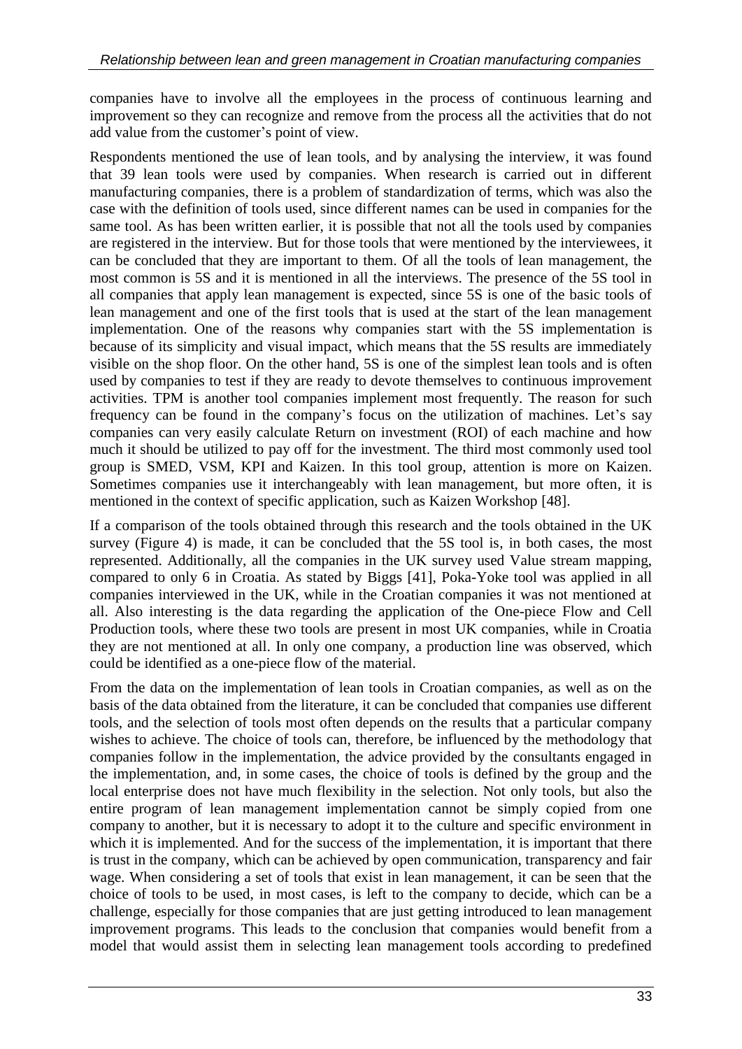companies have to involve all the employees in the process of continuous learning and improvement so they can recognize and remove from the process all the activities that do not add value from the customer's point of view.

Respondents mentioned the use of lean tools, and by analysing the interview, it was found that 39 lean tools were used by companies. When research is carried out in different manufacturing companies, there is a problem of standardization of terms, which was also the case with the definition of tools used, since different names can be used in companies for the same tool. As has been written earlier, it is possible that not all the tools used by companies are registered in the interview. But for those tools that were mentioned by the interviewees, it can be concluded that they are important to them. Of all the tools of lean management, the most common is 5S and it is mentioned in all the interviews. The presence of the 5S tool in all companies that apply lean management is expected, since 5S is one of the basic tools of lean management and one of the first tools that is used at the start of the lean management implementation. One of the reasons why companies start with the 5S implementation is because of its simplicity and visual impact, which means that the 5S results are immediately visible on the shop floor. On the other hand, 5S is one of the simplest lean tools and is often used by companies to test if they are ready to devote themselves to continuous improvement activities. TPM is another tool companies implement most frequently. The reason for such frequency can be found in the company's focus on the utilization of machines. Let's say companies can very easily calculate Return on investment (ROI) of each machine and how much it should be utilized to pay off for the investment. The third most commonly used tool group is SMED, VSM, KPI and Kaizen. In this tool group, attention is more on Kaizen. Sometimes companies use it interchangeably with lean management, but more often, it is mentioned in the context of specific application, such as Kaizen Workshop [48].

If a comparison of the tools obtained through this research and the tools obtained in the UK survey (Figure 4) is made, it can be concluded that the 5S tool is, in both cases, the most represented. Additionally, all the companies in the UK survey used Value stream mapping, compared to only 6 in Croatia. As stated by Biggs [41], Poka-Yoke tool was applied in all companies interviewed in the UK, while in the Croatian companies it was not mentioned at all. Also interesting is the data regarding the application of the One-piece Flow and Cell Production tools, where these two tools are present in most UK companies, while in Croatia they are not mentioned at all. In only one company, a production line was observed, which could be identified as a one-piece flow of the material.

From the data on the implementation of lean tools in Croatian companies, as well as on the basis of the data obtained from the literature, it can be concluded that companies use different tools, and the selection of tools most often depends on the results that a particular company wishes to achieve. The choice of tools can, therefore, be influenced by the methodology that companies follow in the implementation, the advice provided by the consultants engaged in the implementation, and, in some cases, the choice of tools is defined by the group and the local enterprise does not have much flexibility in the selection. Not only tools, but also the entire program of lean management implementation cannot be simply copied from one company to another, but it is necessary to adopt it to the culture and specific environment in which it is implemented. And for the success of the implementation, it is important that there is trust in the company, which can be achieved by open communication, transparency and fair wage. When considering a set of tools that exist in lean management, it can be seen that the choice of tools to be used, in most cases, is left to the company to decide, which can be a challenge, especially for those companies that are just getting introduced to lean management improvement programs. This leads to the conclusion that companies would benefit from a model that would assist them in selecting lean management tools according to predefined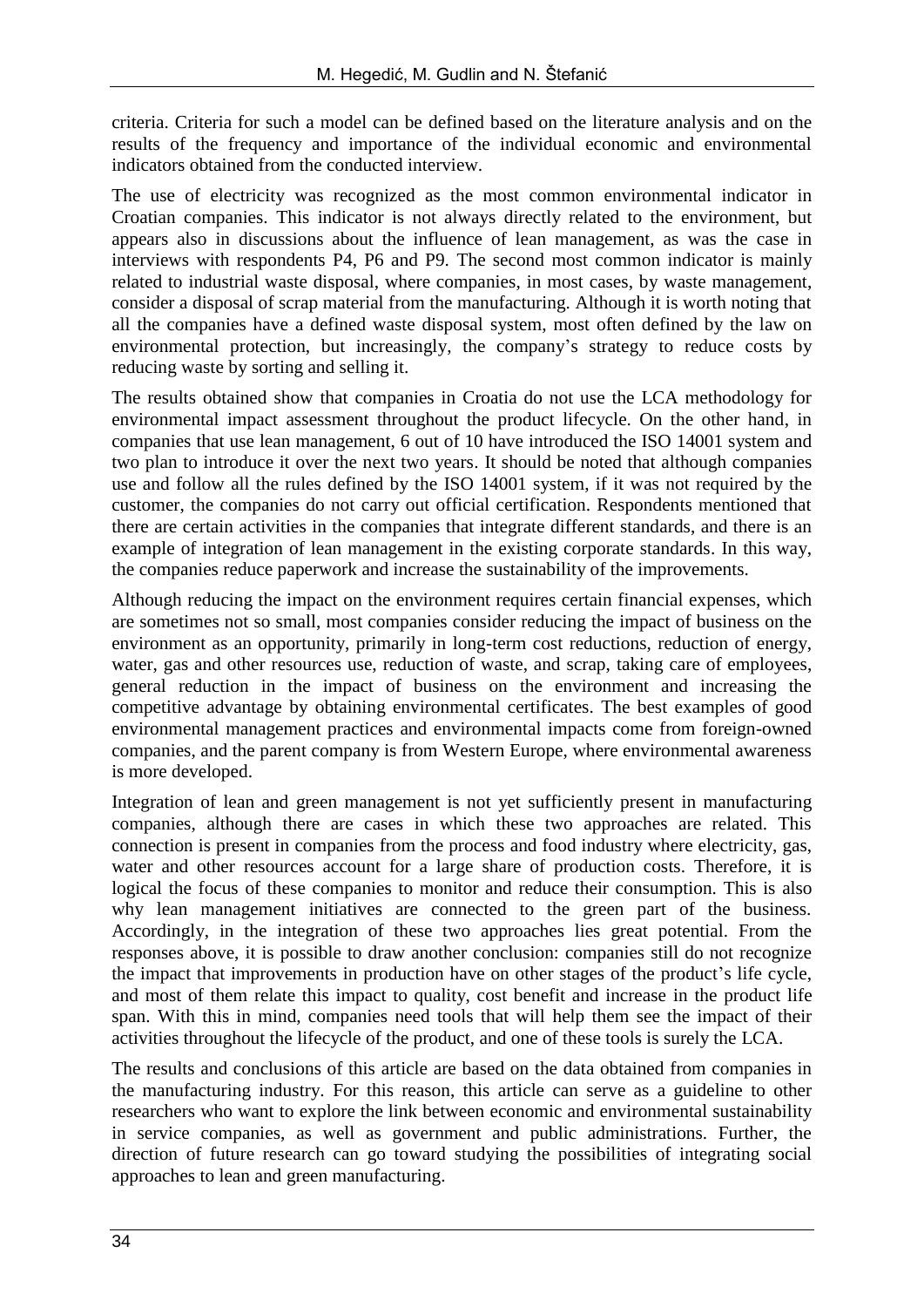criteria. Criteria for such a model can be defined based on the literature analysis and on the results of the frequency and importance of the individual economic and environmental indicators obtained from the conducted interview.

The use of electricity was recognized as the most common environmental indicator in Croatian companies. This indicator is not always directly related to the environment, but appears also in discussions about the influence of lean management, as was the case in interviews with respondents P4, P6 and P9. The second most common indicator is mainly related to industrial waste disposal, where companies, in most cases, by waste management, consider a disposal of scrap material from the manufacturing. Although it is worth noting that all the companies have a defined waste disposal system, most often defined by the law on environmental protection, but increasingly, the company's strategy to reduce costs by reducing waste by sorting and selling it.

The results obtained show that companies in Croatia do not use the LCA methodology for environmental impact assessment throughout the product lifecycle. On the other hand, in companies that use lean management, 6 out of 10 have introduced the ISO 14001 system and two plan to introduce it over the next two years. It should be noted that although companies use and follow all the rules defined by the ISO 14001 system, if it was not required by the customer, the companies do not carry out official certification. Respondents mentioned that there are certain activities in the companies that integrate different standards, and there is an example of integration of lean management in the existing corporate standards. In this way, the companies reduce paperwork and increase the sustainability of the improvements.

Although reducing the impact on the environment requires certain financial expenses, which are sometimes not so small, most companies consider reducing the impact of business on the environment as an opportunity, primarily in long-term cost reductions, reduction of energy, water, gas and other resources use, reduction of waste, and scrap, taking care of employees, general reduction in the impact of business on the environment and increasing the competitive advantage by obtaining environmental certificates. The best examples of good environmental management practices and environmental impacts come from foreign-owned companies, and the parent company is from Western Europe, where environmental awareness is more developed.

Integration of lean and green management is not yet sufficiently present in manufacturing companies, although there are cases in which these two approaches are related. This connection is present in companies from the process and food industry where electricity, gas, water and other resources account for a large share of production costs. Therefore, it is logical the focus of these companies to monitor and reduce their consumption. This is also why lean management initiatives are connected to the green part of the business. Accordingly, in the integration of these two approaches lies great potential. From the responses above, it is possible to draw another conclusion: companies still do not recognize the impact that improvements in production have on other stages of the product's life cycle, and most of them relate this impact to quality, cost benefit and increase in the product life span. With this in mind, companies need tools that will help them see the impact of their activities throughout the lifecycle of the product, and one of these tools is surely the LCA.

The results and conclusions of this article are based on the data obtained from companies in the manufacturing industry. For this reason, this article can serve as a guideline to other researchers who want to explore the link between economic and environmental sustainability in service companies, as well as government and public administrations. Further, the direction of future research can go toward studying the possibilities of integrating social approaches to lean and green manufacturing.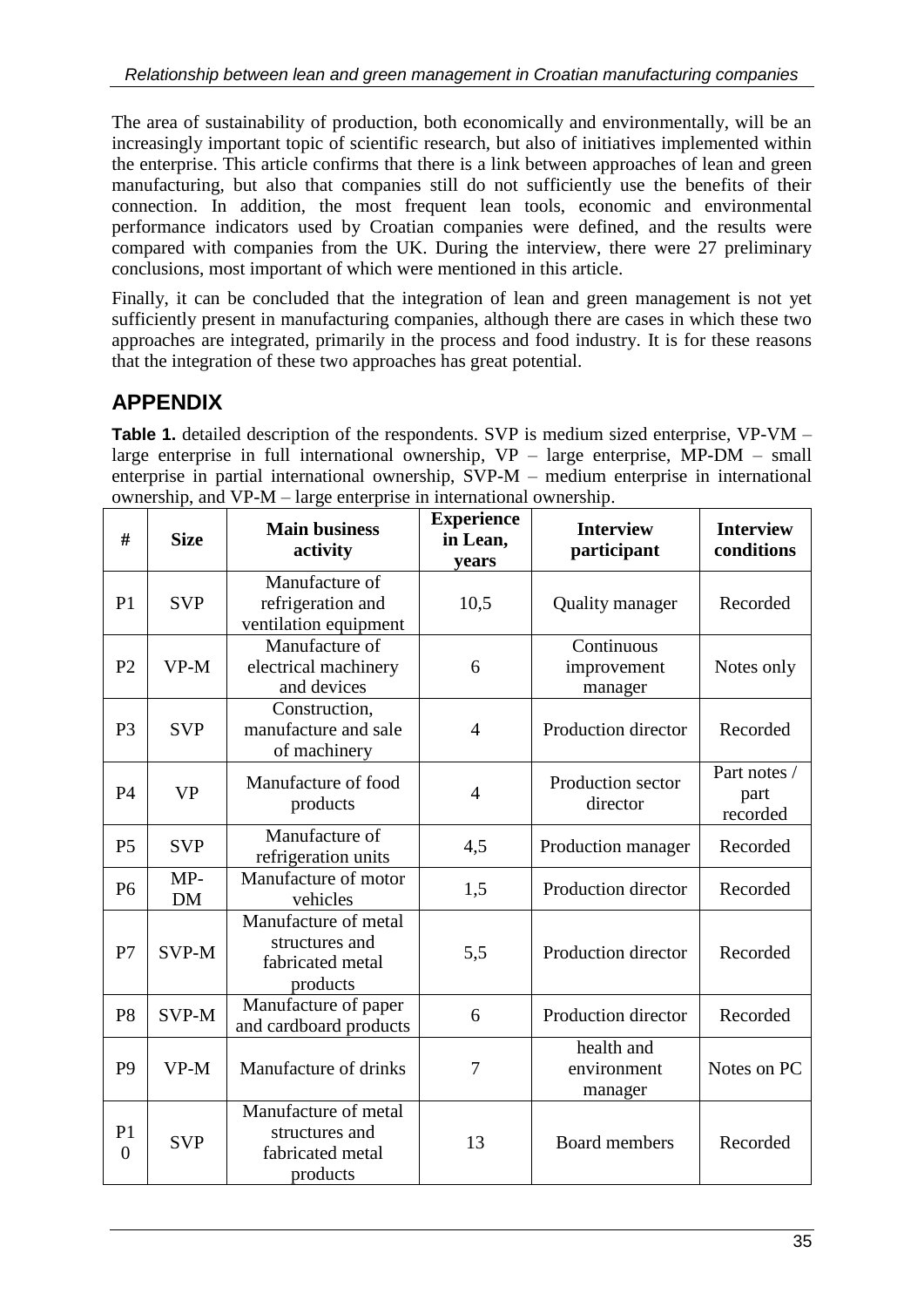The area of sustainability of production, both economically and environmentally, will be an increasingly important topic of scientific research, but also of initiatives implemented within the enterprise. This article confirms that there is a link between approaches of lean and green manufacturing, but also that companies still do not sufficiently use the benefits of their connection. In addition, the most frequent lean tools, economic and environmental performance indicators used by Croatian companies were defined, and the results were compared with companies from the UK. During the interview, there were 27 preliminary conclusions, most important of which were mentioned in this article.

Finally, it can be concluded that the integration of lean and green management is not yet sufficiently present in manufacturing companies, although there are cases in which these two approaches are integrated, primarily in the process and food industry. It is for these reasons that the integration of these two approaches has great potential.

## APPENDIX

**Table 1.** detailed description of the respondents. SVP is medium sized enterprise, VP-VM – large enterprise in full international ownership, VP – large enterprise, MP-DM – small enterprise in partial international ownership, SVP-M – medium enterprise in international ownership, and VP-M – large enterprise in international ownership.

| # | Size | Main business activity | Experience in Lean, years | Interview participant | Interview conditions |
|---|---|---|---|---|---|
| P1 | SVP | Manufacture of refrigeration and ventilation equipment | 10,5 | Quality manager | Recorded |
| P2 | VP-M | Manufacture of electrical machinery and devices | 6 | Continuous improvement manager | Notes only |
| P3 | SVP | Construction, manufacture and sale of machinery | 4 | Production director | Recorded |
| P4 | VP | Manufacture of food products | 4 | Production sector director | Part notes / part recorded |
| P5 | SVP | Manufacture of refrigeration units | 4,5 | Production manager | Recorded |
| P6 | MP-DM | Manufacture of motor vehicles | 1,5 | Production director | Recorded |
| P7 | SVP-M | Manufacture of metal structures and fabricated metal products | 5,5 | Production director | Recorded |
| P8 | SVP-M | Manufacture of paper and cardboard products | 6 | Production director | Recorded |
| P9 | VP-M | Manufacture of drinks | 7 | health and environment manager | Notes on PC |
| P10 | SVP | Manufacture of metal structures and fabricated metal products | 13 | Board members | Recorded |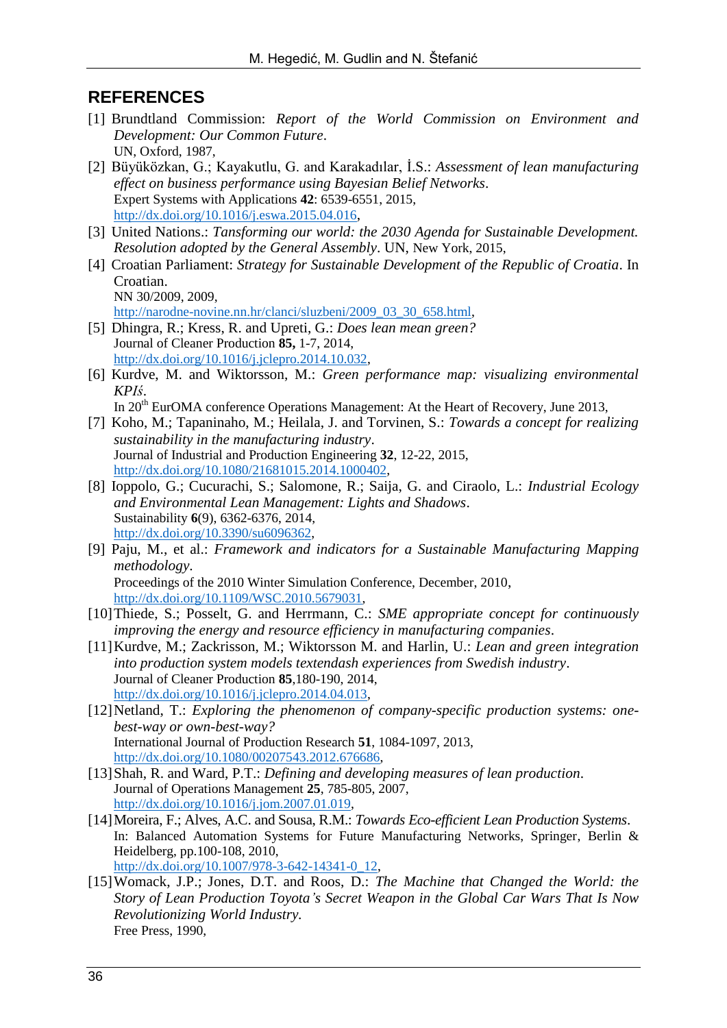## REFERENCES

[1] Brundtland Commission: *Report of the World Commission on Environment and Development: Our Common Future*.
UN, Oxford, 1987,

[2] Büyüközkan, G.; Kayakutlu, G. and Karakadılar, İ.S.: *Assessment of lean manufacturing effect on business performance using Bayesian Belief Networks*.
Expert Systems with Applications **42**: 6539-6551, 2015,
http://dx.doi.org/10.1016/j.eswa.2015.04.016,

[3] United Nations.: *Tansforming our world: the 2030 Agenda for Sustainable Development. Resolution adopted by the General Assembly*. UN, New York, 2015,

[4] Croatian Parliament: *Strategy for Sustainable Development of the Republic of Croatia*. In Croatian.
NN 30/2009, 2009,
http://narodne-novine.nn.hr/clanci/sluzbeni/2009_03_30_658.html,

[5] Dhingra, R.; Kress, R. and Upreti, G.: *Does lean mean green?*
Journal of Cleaner Production **85,** 1-7, 2014,
http://dx.doi.org/10.1016/j.jclepro.2014.10.032,

[6] Kurdve, M. and Wiktorsson, M.: *Green performance map: visualizing environmental KPIś*.
In 20th EurOMA conference Operations Management: At the Heart of Recovery, June 2013,

[7] Koho, M.; Tapaninaho, M.; Heilala, J. and Torvinen, S.: *Towards a concept for realizing sustainability in the manufacturing industry*.
Journal of Industrial and Production Engineering **32**, 12-22, 2015,
http://dx.doi.org/10.1080/21681015.2014.1000402,

[8] Ioppolo, G.; Cucurachi, S.; Salomone, R.; Saija, G. and Ciraolo, L.: *Industrial Ecology and Environmental Lean Management: Lights and Shadows*.
Sustainability **6**(9), 6362-6376, 2014,
http://dx.doi.org/10.3390/su6096362,

[9] Paju, M., et al.: *Framework and indicators for a Sustainable Manufacturing Mapping methodology*.
Proceedings of the 2010 Winter Simulation Conference, December, 2010,
http://dx.doi.org/10.1109/WSC.2010.5679031,

[10] Thiede, S.; Posselt, G. and Herrmann, C.: *SME appropriate concept for continuously improving the energy and resource efficiency in manufacturing companies*.

[11] Kurdve, M.; Zackrisson, M.; Wiktorsson M. and Harlin, U.: *Lean and green integration into production system models textendash experiences from Swedish industry*.
Journal of Cleaner Production **85**,180-190, 2014,
http://dx.doi.org/10.1016/j.jclepro.2014.04.013,

[12] Netland, T.: *Exploring the phenomenon of company-specific production systems: one-best-way or own-best-way?*
International Journal of Production Research **51**, 1084-1097, 2013,
http://dx.doi.org/10.1080/00207543.2012.676686,

[13] Shah, R. and Ward, P.T.: *Defining and developing measures of lean production*.
Journal of Operations Management **25**, 785-805, 2007,
http://dx.doi.org/10.1016/j.jom.2007.01.019,

[14] Moreira, F.; Alves, A.C. and Sousa, R.M.: *Towards Eco-efficient Lean Production Systems*.
In: Balanced Automation Systems for Future Manufacturing Networks, Springer, Berlin & Heidelberg, pp.100-108, 2010,
http://dx.doi.org/10.1007/978-3-642-14341-0_12,

[15] Womack, J.P.; Jones, D.T. and Roos, D.: *The Machine that Changed the World: the Story of Lean Production Toyota's Secret Weapon in the Global Car Wars That Is Now Revolutionizing World Industry.*
Free Press, 1990,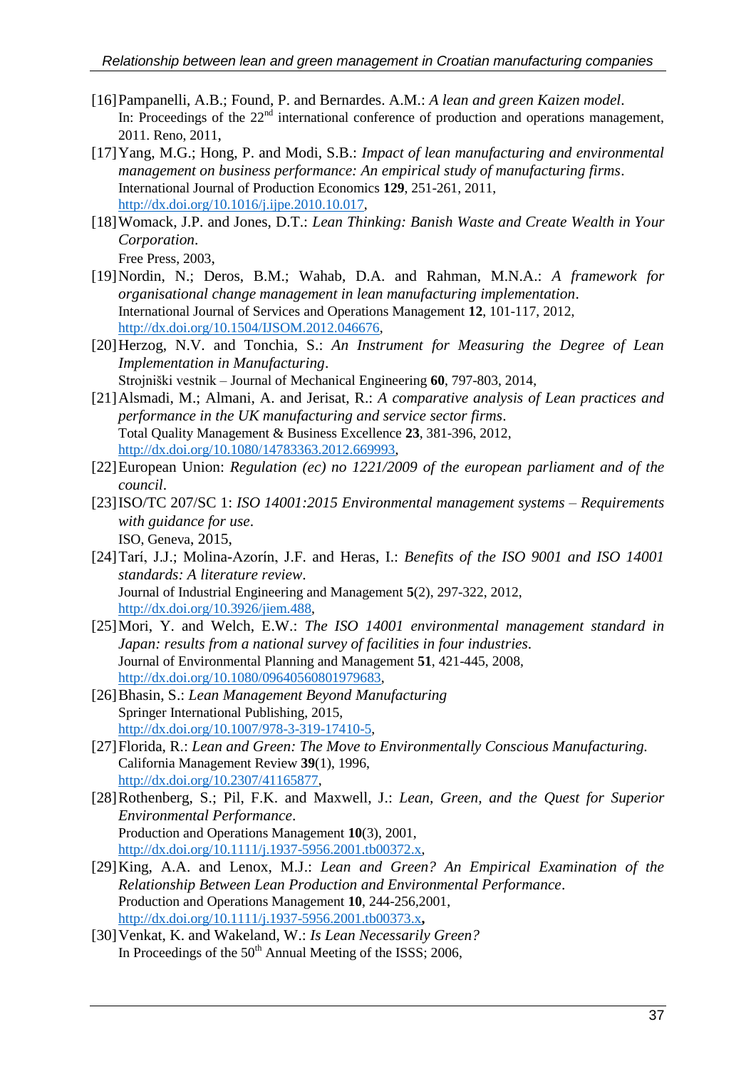[16] Pampanelli, A.B.; Found, P. and Bernardes. A.M.: *A lean and green Kaizen model*. In: Proceedings of the 22nd international conference of production and operations management, 2011. Reno, 2011,

[17] Yang, M.G.; Hong, P. and Modi, S.B.: *Impact of lean manufacturing and environmental management on business performance: An empirical study of manufacturing firms*. International Journal of Production Economics **129**, 251-261, 2011, http://dx.doi.org/10.1016/j.ijpe.2010.10.017,

[18] Womack, J.P. and Jones, D.T.: *Lean Thinking: Banish Waste and Create Wealth in Your Corporation*. Free Press, 2003,

[19] Nordin, N.; Deros, B.M.; Wahab, D.A. and Rahman, M.N.A.: *A framework for organisational change management in lean manufacturing implementation*. International Journal of Services and Operations Management **12**, 101-117, 2012, http://dx.doi.org/10.1504/IJSOM.2012.046676,

[20] Herzog, N.V. and Tonchia, S.: *An Instrument for Measuring the Degree of Lean Implementation in Manufacturing*. Strojniški vestnik – Journal of Mechanical Engineering **60**, 797-803, 2014,

[21] Alsmadi, M.; Almani, A. and Jerisat, R.: *A comparative analysis of Lean practices and performance in the UK manufacturing and service sector firms*. Total Quality Management & Business Excellence **23**, 381-396, 2012, http://dx.doi.org/10.1080/14783363.2012.669993,

[22] European Union: *Regulation (ec) no 1221/2009 of the european parliament and of the council*.

[23] ISO/TC 207/SC 1: *ISO 14001:2015 Environmental management systems – Requirements with guidance for use*. ISO, Geneva, 2015,

[24] Tarí, J.J.; Molina-Azorín, J.F. and Heras, I.: *Benefits of the ISO 9001 and ISO 14001 standards: A literature review*. Journal of Industrial Engineering and Management **5**(2), 297-322, 2012, http://dx.doi.org/10.3926/jiem.488,

[25] Mori, Y. and Welch, E.W.: *The ISO 14001 environmental management standard in Japan: results from a national survey of facilities in four industries*. Journal of Environmental Planning and Management **51**, 421-445, 2008, http://dx.doi.org/10.1080/09640560801979683,

[26] Bhasin, S.: *Lean Management Beyond Manufacturing* Springer International Publishing, 2015, http://dx.doi.org/10.1007/978-3-319-17410-5,

[27] Florida, R.: *Lean and Green: The Move to Environmentally Conscious Manufacturing.* California Management Review **39**(1), 1996, http://dx.doi.org/10.2307/41165877,

[28] Rothenberg, S.; Pil, F.K. and Maxwell, J.: *Lean, Green, and the Quest for Superior Environmental Performance*. Production and Operations Management **10**(3), 2001, http://dx.doi.org/10.1111/j.1937-5956.2001.tb00372.x,

[29] King, A.A. and Lenox, M.J.: *Lean and Green? An Empirical Examination of the Relationship Between Lean Production and Environmental Performance*. Production and Operations Management **10**, 244-256,2001, http://dx.doi.org/10.1111/j.1937-5956.2001.tb00373.x,

[30] Venkat, K. and Wakeland, W.: *Is Lean Necessarily Green?* In Proceedings of the 50th Annual Meeting of the ISSS; 2006,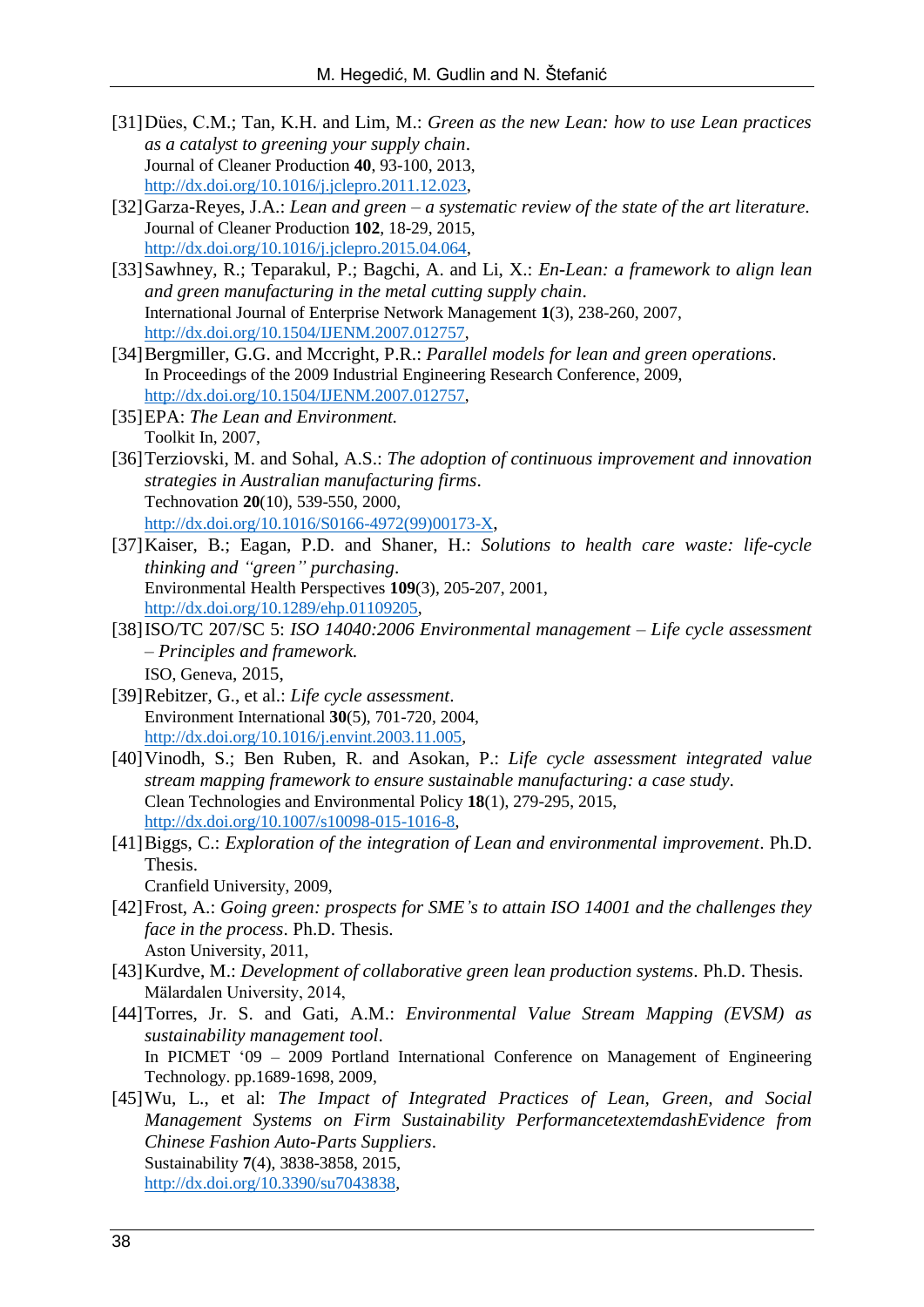[31] Dües, C.M.; Tan, K.H. and Lim, M.: *Green as the new Lean: how to use Lean practices as a catalyst to greening your supply chain*.
Journal of Cleaner Production **40**, 93-100, 2013,
http://dx.doi.org/10.1016/j.jclepro.2011.12.023,

[32] Garza-Reyes, J.A.: *Lean and green – a systematic review of the state of the art literature*.
Journal of Cleaner Production **102**, 18-29, 2015,
http://dx.doi.org/10.1016/j.jclepro.2015.04.064,

[33] Sawhney, R.; Teparakul, P.; Bagchi, A. and Li, X.: *En-Lean: a framework to align lean and green manufacturing in the metal cutting supply chain*.
International Journal of Enterprise Network Management **1**(3), 238-260, 2007,
http://dx.doi.org/10.1504/IJENM.2007.012757,

[34] Bergmiller, G.G. and Mccright, P.R.: *Parallel models for lean and green operations*.
In Proceedings of the 2009 Industrial Engineering Research Conference, 2009,
http://dx.doi.org/10.1504/IJENM.2007.012757,

[35] EPA: *The Lean and Environment.*
Toolkit In, 2007,

[36] Terziovski, M. and Sohal, A.S.: *The adoption of continuous improvement and innovation strategies in Australian manufacturing firms*.
Technovation **20**(10), 539-550, 2000,
http://dx.doi.org/10.1016/S0166-4972(99)00173-X,

[37] Kaiser, B.; Eagan, P.D. and Shaner, H.: *Solutions to health care waste: life-cycle thinking and "green" purchasing*.
Environmental Health Perspectives **109**(3), 205-207, 2001,
http://dx.doi.org/10.1289/ehp.01109205,

[38] ISO/TC 207/SC 5: *ISO 14040:2006 Environmental management – Life cycle assessment – Principles and framework.*
ISO, Geneva, 2015,

[39] Rebitzer, G., et al.: *Life cycle assessment*.
Environment International **30**(5), 701-720, 2004,
http://dx.doi.org/10.1016/j.envint.2003.11.005,

[40] Vinodh, S.; Ben Ruben, R. and Asokan, P.: *Life cycle assessment integrated value stream mapping framework to ensure sustainable manufacturing: a case study*.
Clean Technologies and Environmental Policy **18**(1), 279-295, 2015,
http://dx.doi.org/10.1007/s10098-015-1016-8,

[41] Biggs, C.: *Exploration of the integration of Lean and environmental improvement*. Ph.D. Thesis.
Cranfield University, 2009,

[42] Frost, A.: *Going green: prospects for SME's to attain ISO 14001 and the challenges they face in the process*. Ph.D. Thesis.
Aston University, 2011,

[43] Kurdve, M.: *Development of collaborative green lean production systems*. Ph.D. Thesis.
Mälardalen University, 2014,

[44] Torres, Jr. S. and Gati, A.M.: *Environmental Value Stream Mapping (EVSM) as sustainability management tool*.
In PICMET '09 – 2009 Portland International Conference on Management of Engineering Technology. pp.1689-1698, 2009,

[45] Wu, L., et al: *The Impact of Integrated Practices of Lean, Green, and Social Management Systems on Firm Sustainability PerformancetextemdashEvidence from Chinese Fashion Auto-Parts Suppliers*.
Sustainability **7**(4), 3838-3858, 2015,
http://dx.doi.org/10.3390/su7043838,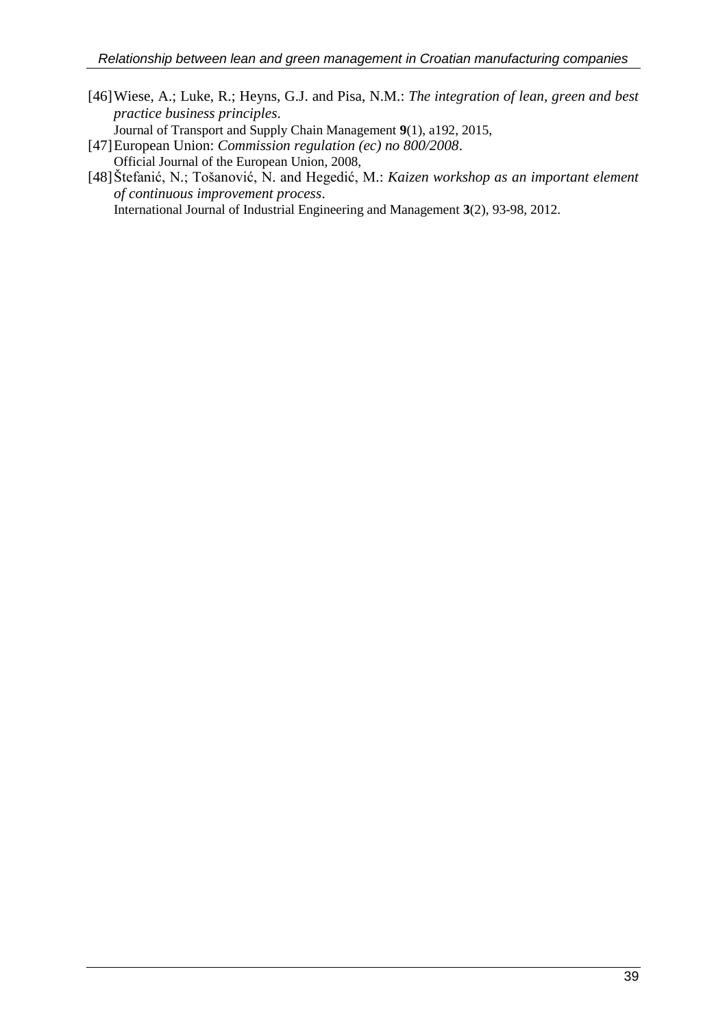[46] Wiese, A.; Luke, R.; Heyns, G.J. and Pisa, N.M.: *The integration of lean, green and best practice business principles*.
Journal of Transport and Supply Chain Management **9**(1), a192, 2015,

[47] European Union: *Commission regulation (ec) no 800/2008*.
Official Journal of the European Union, 2008,

[48] Štefanić, N.; Tošanović, N. and Hegedić, M.: *Kaizen workshop as an important element of continuous improvement process*.
International Journal of Industrial Engineering and Management **3**(2), 93-98, 2012.